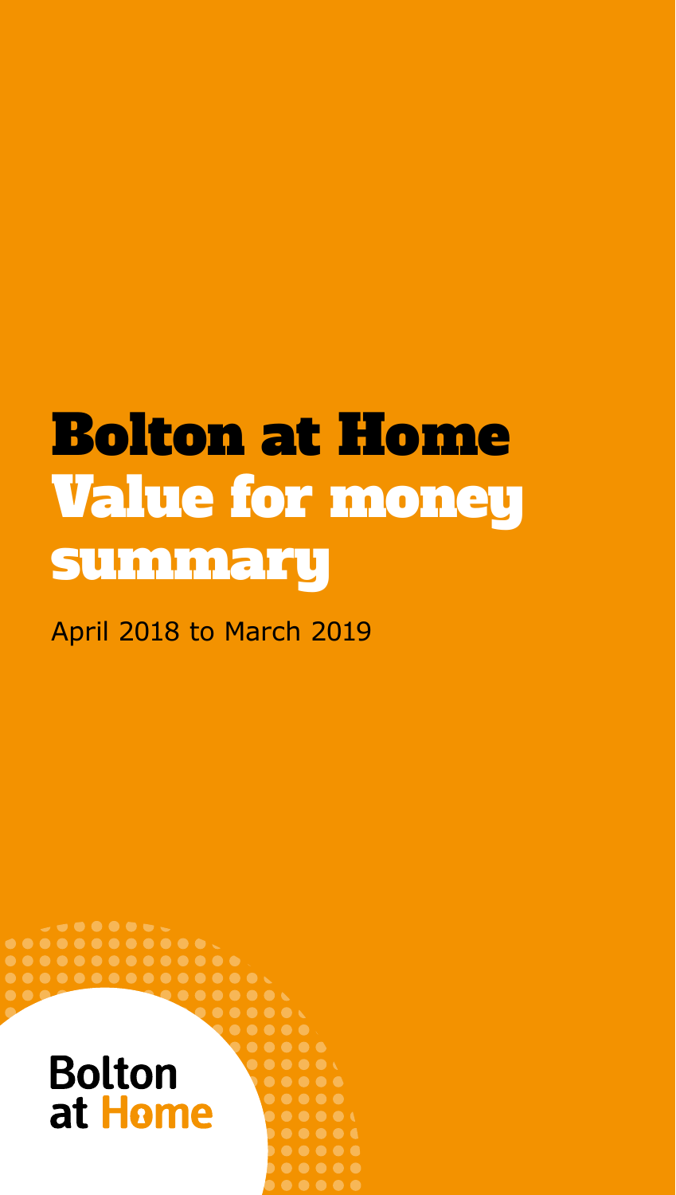# Bolton at Home Value for money summary

April 2018 to March 2019

Bolton at Home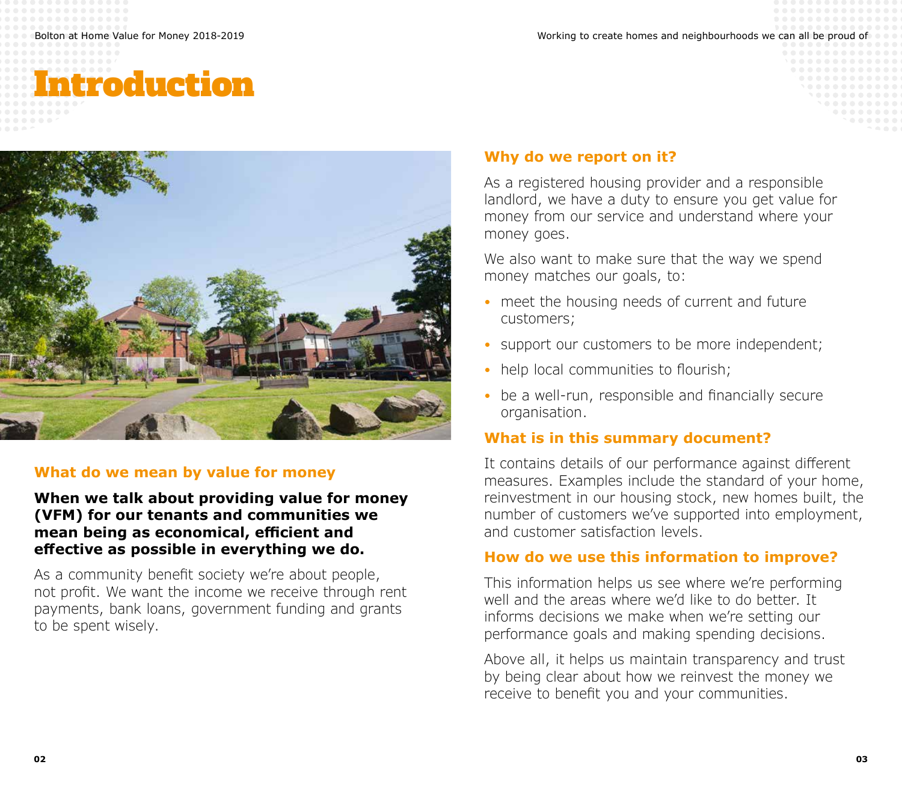# Introduction

## What do we mean by value for money

**When we talk about providing value for money (VFM) for our tenants and communities we mean being as economical, efficient and effective as possible in everything we do.**

As a community benefit society we're about people, not profit. We want the income we receive through rent payments, bank loans, government funding and grants to be spent wisely.

## Why do we report on it?

As a registered housing provider and a responsible landlord, we have a duty to ensure you get value for money from our service and understand where your money goes.

We also want to make sure that the way we spend money matches our goals, to:

- meet the housing needs of current and future customers;
- support our customers to be more independent;
- help local communities to flourish;
- be a well-run, responsible and financially secure organisation.

## What is in this summary document?

It contains details of our performance against different measures. Examples include the standard of your home, reinvestment in our housing stock, new homes built, the number of customers we've supported into employment, and customer satisfaction levels.

## How do we use this information to improve?

This information helps us see where we're performing well and the areas where we'd like to do better. It informs decisions we make when we're setting our performance goals and making spending decisions.

Above all, it helps us maintain transparency and trust by being clear about how we reinvest the money we receive to benefit you and your communities.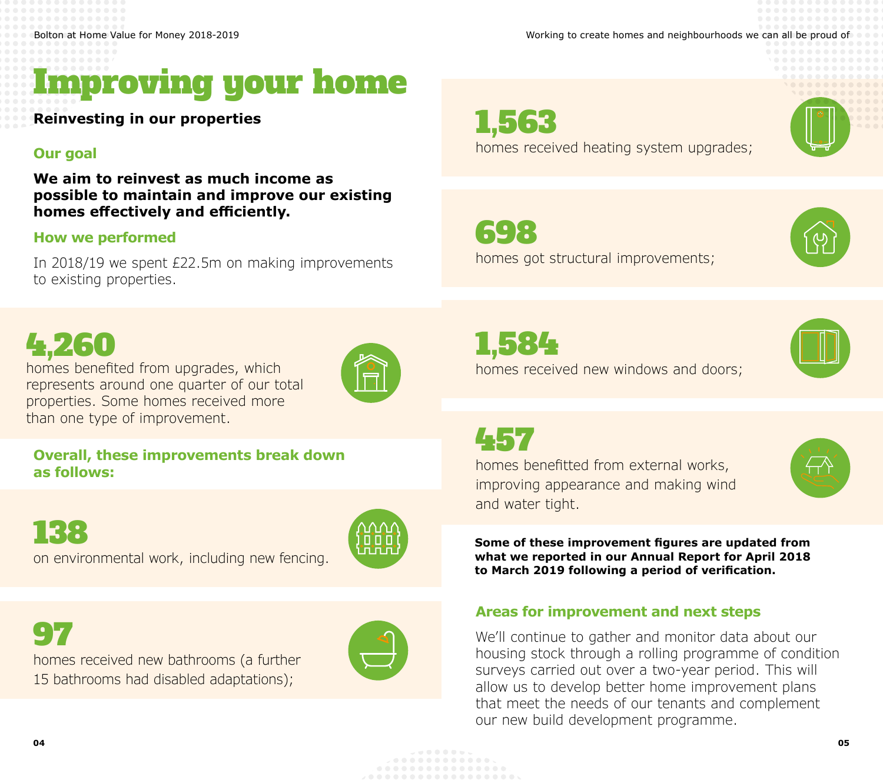# Improving your home

**Reinvesting in our properties**

## Our goal

**We aim to reinvest as much income as possible to maintain and improve our existing homes effectively and efficiently.**

## How we performed

In 2018/19 we spent £22.5m on making improvements to existing properties.

**4,260**

homes benefited from upgrades, which represents around one quarter of our total properties. Some homes received more than one type of improvement.

## Overall, these improvements break down as follows:

**138**

on environmental work, including new fencing.

**97**

homes received new bathrooms (a further 15 bathrooms had disabled adaptations);

**1,563**

homes received heating system upgrades;

**698**

homes got structural improvements;

**1,584**

homes received new windows and doors;

**457**

homes benefitted from external works, improving appearance and making wind and water tight.

**Some of these improvement figures are updated from what we reported in our Annual Report for April 2018 to March 2019 following a period of verification.**

## Areas for improvement and next steps

We'll continue to gather and monitor data about our housing stock through a rolling programme of condition surveys carried out over a two-year period. This will allow us to develop better home improvement plans that meet the needs of our tenants and complement our new build development programme.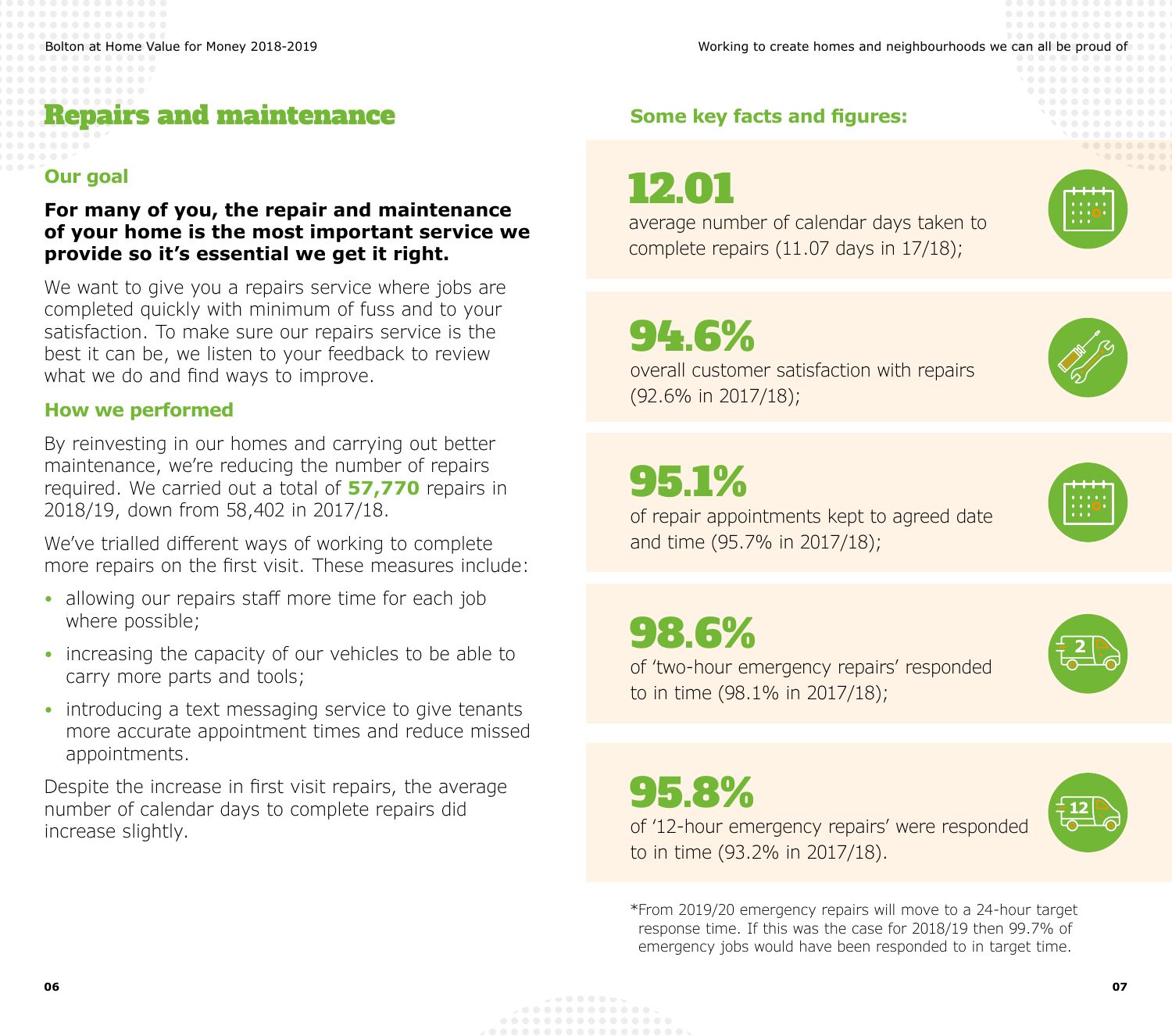# Repairs and maintenance

## Our goal

**For many of you, the repair and maintenance of your home is the most important service we provide so it's essential we get it right.**

We want to give you a repairs service where jobs are completed quickly with minimum of fuss and to your satisfaction. To make sure our repairs service is the best it can be, we listen to your feedback to review what we do and find ways to improve.

## How we performed

By reinvesting in our homes and carrying out better maintenance, we're reducing the number of repairs required. We carried out a total of **57,770** repairs in 2018/19, down from 58,402 in 2017/18.

We've trialled different ways of working to complete more repairs on the first visit. These measures include:

- allowing our repairs staff more time for each job where possible;
- increasing the capacity of our vehicles to be able to carry more parts and tools;
- introducing a text messaging service to give tenants more accurate appointment times and reduce missed appointments.

Despite the increase in first visit repairs, the average number of calendar days to complete repairs did increase slightly.

## Some key facts and figures:

**12.01**
average number of calendar days taken to complete repairs (11.07 days in 17/18);

**94.6%**
overall customer satisfaction with repairs (92.6% in 2017/18);

**95.1%**
of repair appointments kept to agreed date and time (95.7% in 2017/18);

**98.6%**
of 'two-hour emergency repairs' responded to in time (98.1% in 2017/18);

**95.8%**
of '12-hour emergency repairs' were responded to in time (93.2% in 2017/18).

*From 2019/20 emergency repairs will move to a 24-hour target response time. If this was the case for 2018/19 then 99.7% of emergency jobs would have been responded to in target time.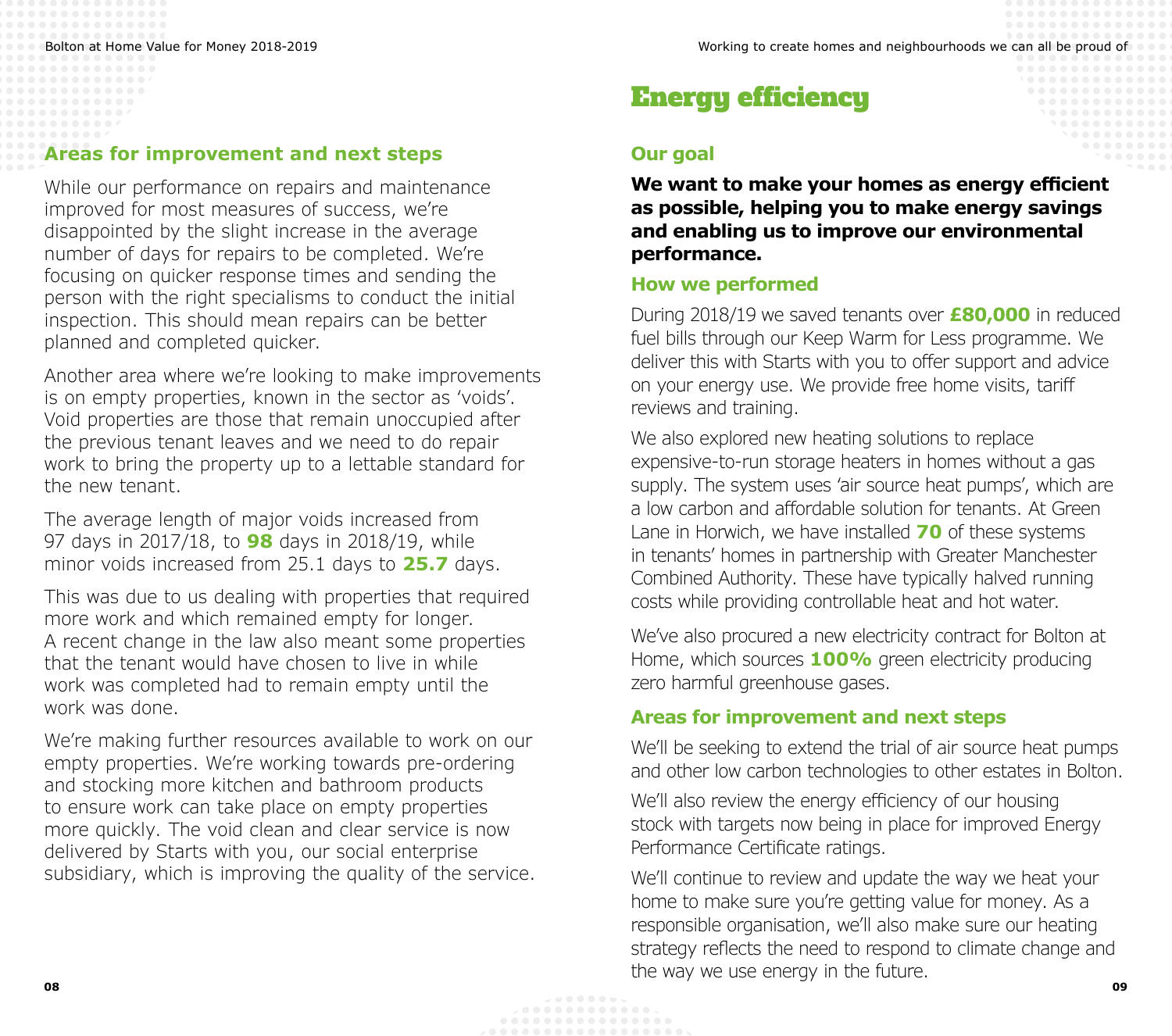## Areas for improvement and next steps

While our performance on repairs and maintenance improved for most measures of success, we're disappointed by the slight increase in the average number of days for repairs to be completed. We're focusing on quicker response times and sending the person with the right specialisms to conduct the initial inspection. This should mean repairs can be better planned and completed quicker.

Another area where we're looking to make improvements is on empty properties, known in the sector as 'voids'. Void properties are those that remain unoccupied after the previous tenant leaves and we need to do repair work to bring the property up to a lettable standard for the new tenant.

The average length of major voids increased from 97 days in 2017/18, to **98** days in 2018/19, while minor voids increased from 25.1 days to **25.7** days.

This was due to us dealing with properties that required more work and which remained empty for longer. A recent change in the law also meant some properties that the tenant would have chosen to live in while work was completed had to remain empty until the work was done.

We're making further resources available to work on our empty properties. We're working towards pre-ordering and stocking more kitchen and bathroom products to ensure work can take place on empty properties more quickly. The void clean and clear service is now delivered by Starts with you, our social enterprise subsidiary, which is improving the quality of the service.

# Energy efficiency

## Our goal

**We want to make your homes as energy efficient as possible, helping you to make energy savings and enabling us to improve our environmental performance.**

## How we performed

During 2018/19 we saved tenants over **£80,000** in reduced fuel bills through our Keep Warm for Less programme. We deliver this with Starts with you to offer support and advice on your energy use. We provide free home visits, tariff reviews and training.

We also explored new heating solutions to replace expensive-to-run storage heaters in homes without a gas supply. The system uses 'air source heat pumps', which are a low carbon and affordable solution for tenants. At Green Lane in Horwich, we have installed **70** of these systems in tenants' homes in partnership with Greater Manchester Combined Authority. These have typically halved running costs while providing controllable heat and hot water.

We've also procured a new electricity contract for Bolton at Home, which sources **100%** green electricity producing zero harmful greenhouse gases.

## Areas for improvement and next steps

We'll be seeking to extend the trial of air source heat pumps and other low carbon technologies to other estates in Bolton.

We'll also review the energy efficiency of our housing stock with targets now being in place for improved Energy Performance Certificate ratings.

We'll continue to review and update the way we heat your home to make sure you're getting value for money. As a responsible organisation, we'll also make sure our heating strategy reflects the need to respond to climate change and the way we use energy in the future.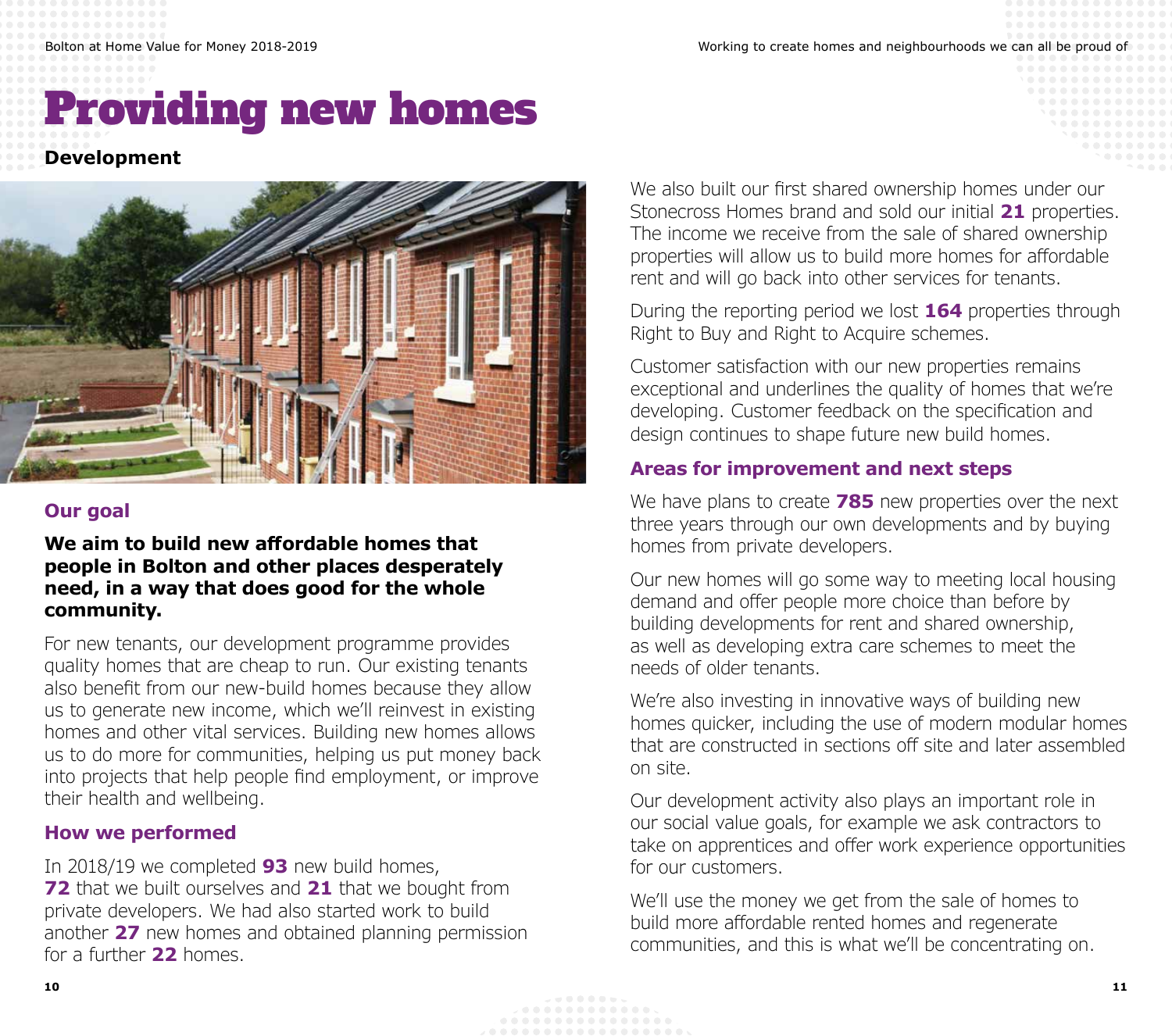# Providing new homes

**Development**

## Our goal

**We aim to build new affordable homes that people in Bolton and other places desperately need, in a way that does good for the whole community.**

For new tenants, our development programme provides quality homes that are cheap to run. Our existing tenants also benefit from our new-build homes because they allow us to generate new income, which we'll reinvest in existing homes and other vital services. Building new homes allows us to do more for communities, helping us put money back into projects that help people find employment, or improve their health and wellbeing.

## How we performed

In 2018/19 we completed **93** new build homes, **72** that we built ourselves and **21** that we bought from private developers. We had also started work to build another **27** new homes and obtained planning permission for a further **22** homes.

We also built our first shared ownership homes under our Stonecross Homes brand and sold our initial **21** properties. The income we receive from the sale of shared ownership properties will allow us to build more homes for affordable rent and will go back into other services for tenants.

During the reporting period we lost **164** properties through Right to Buy and Right to Acquire schemes.

Customer satisfaction with our new properties remains exceptional and underlines the quality of homes that we're developing. Customer feedback on the specification and design continues to shape future new build homes.

## Areas for improvement and next steps

We have plans to create **785** new properties over the next three years through our own developments and by buying homes from private developers.

Our new homes will go some way to meeting local housing demand and offer people more choice than before by building developments for rent and shared ownership, as well as developing extra care schemes to meet the needs of older tenants.

We're also investing in innovative ways of building new homes quicker, including the use of modern modular homes that are constructed in sections off site and later assembled on site.

Our development activity also plays an important role in our social value goals, for example we ask contractors to take on apprentices and offer work experience opportunities for our customers.

We'll use the money we get from the sale of homes to build more affordable rented homes and regenerate communities, and this is what we'll be concentrating on.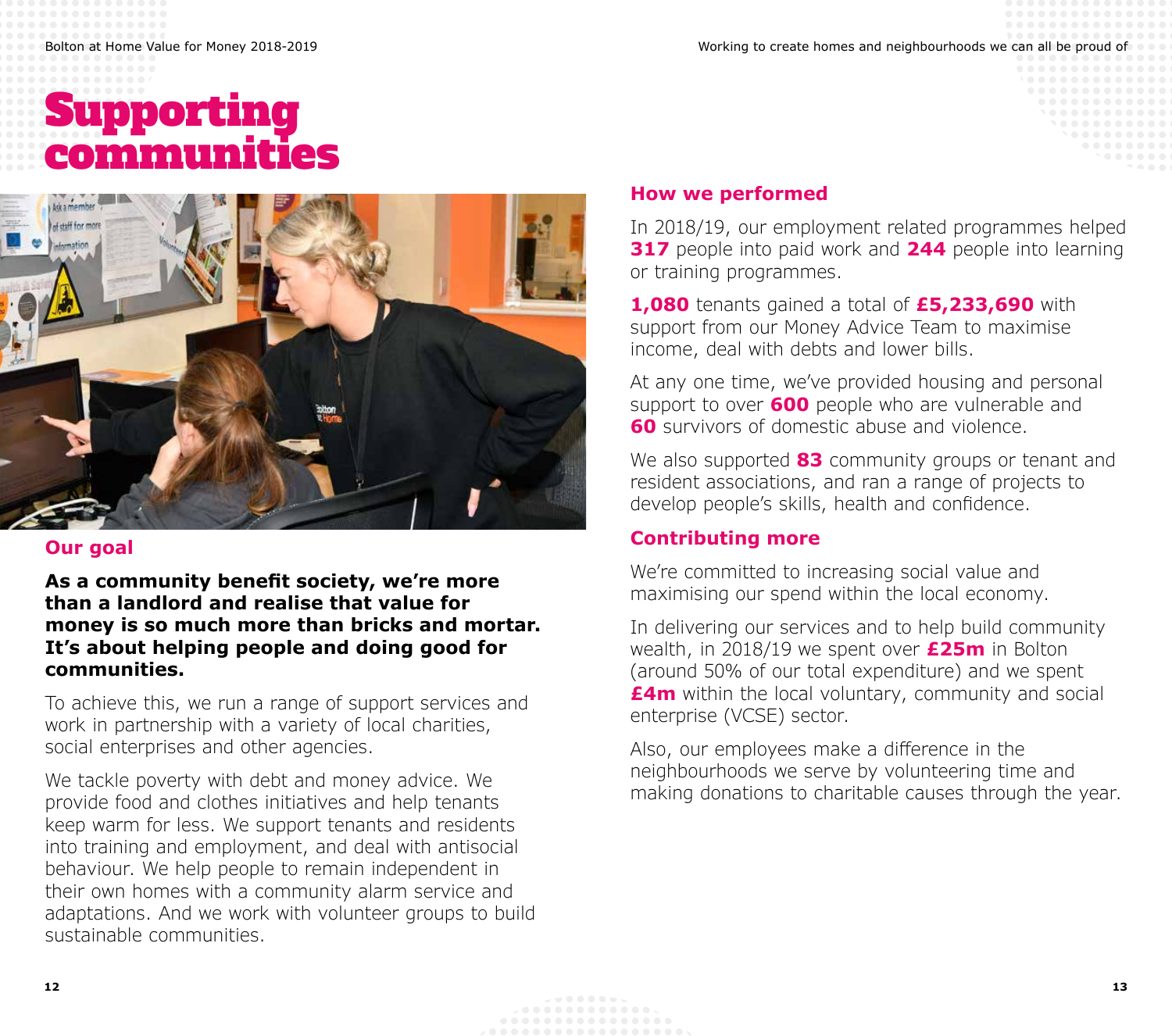# Supporting communities

## Our goal

**As a community benefit society, we're more than a landlord and realise that value for money is so much more than bricks and mortar. It's about helping people and doing good for communities.**

To achieve this, we run a range of support services and work in partnership with a variety of local charities, social enterprises and other agencies.

We tackle poverty with debt and money advice. We provide food and clothes initiatives and help tenants keep warm for less. We support tenants and residents into training and employment, and deal with antisocial behaviour. We help people to remain independent in their own homes with a community alarm service and adaptations. And we work with volunteer groups to build sustainable communities.

## How we performed

In 2018/19, our employment related programmes helped **317** people into paid work and **244** people into learning or training programmes.

**1,080** tenants gained a total of **£5,233,690** with support from our Money Advice Team to maximise income, deal with debts and lower bills.

At any one time, we've provided housing and personal support to over **600** people who are vulnerable and **60** survivors of domestic abuse and violence.

We also supported **83** community groups or tenant and resident associations, and ran a range of projects to develop people's skills, health and confidence.

## Contributing more

We're committed to increasing social value and maximising our spend within the local economy.

In delivering our services and to help build community wealth, in 2018/19 we spent over **£25m** in Bolton (around 50% of our total expenditure) and we spent **£4m** within the local voluntary, community and social enterprise (VCSE) sector.

Also, our employees make a difference in the neighbourhoods we serve by volunteering time and making donations to charitable causes through the year.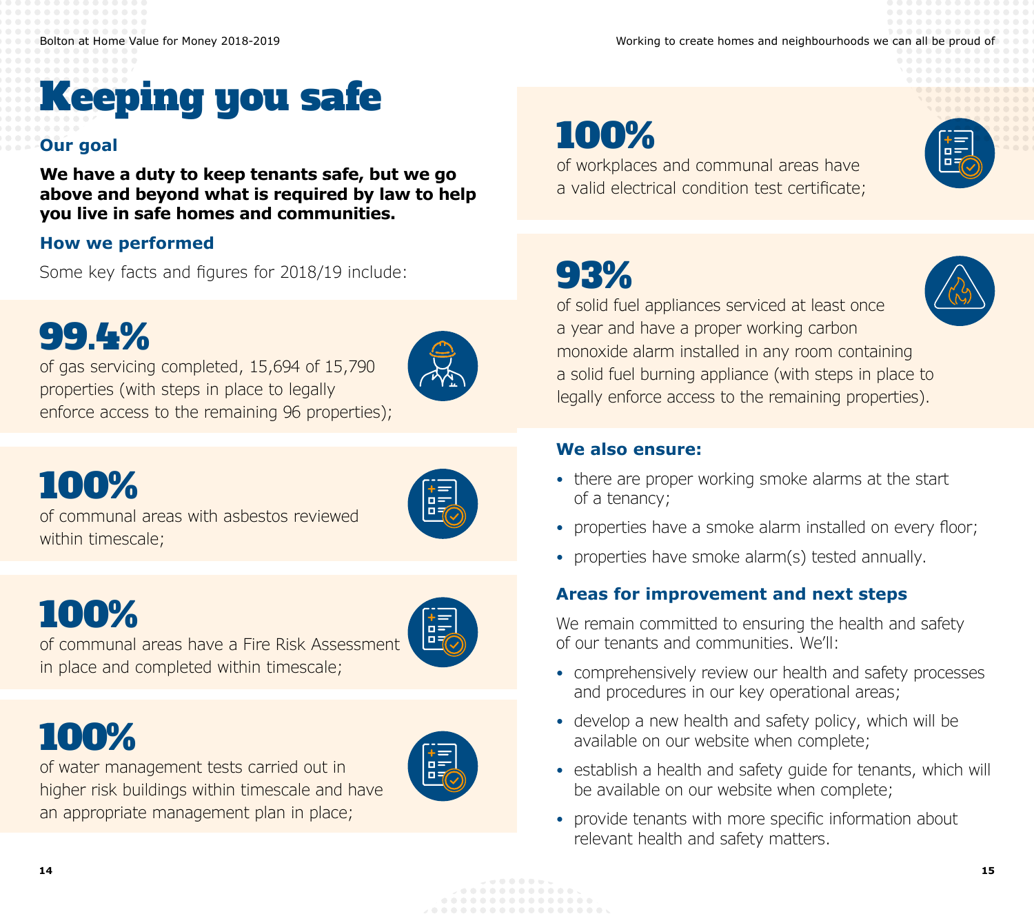# Keeping you safe

### Our goal

**We have a duty to keep tenants safe, but we go above and beyond what is required by law to help you live in safe homes and communities.**

### How we performed

Some key facts and figures for 2018/19 include:

**99.4%**
of gas servicing completed, 15,694 of 15,790 properties (with steps in place to legally enforce access to the remaining 96 properties);

**100%**
of communal areas with asbestos reviewed within timescale;

**100%**
of communal areas have a Fire Risk Assessment in place and completed within timescale;

**100%**
of water management tests carried out in higher risk buildings within timescale and have an appropriate management plan in place;

**100%**
of workplaces and communal areas have a valid electrical condition test certificate;

**93%**
of solid fuel appliances serviced at least once a year and have a proper working carbon monoxide alarm installed in any room containing a solid fuel burning appliance (with steps in place to legally enforce access to the remaining properties).

### We also ensure:

- there are proper working smoke alarms at the start of a tenancy;
- properties have a smoke alarm installed on every floor;
- properties have smoke alarm(s) tested annually.

### Areas for improvement and next steps

We remain committed to ensuring the health and safety of our tenants and communities. We'll:

- comprehensively review our health and safety processes and procedures in our key operational areas;
- develop a new health and safety policy, which will be available on our website when complete;
- establish a health and safety guide for tenants, which will be available on our website when complete;
- provide tenants with more specific information about relevant health and safety matters.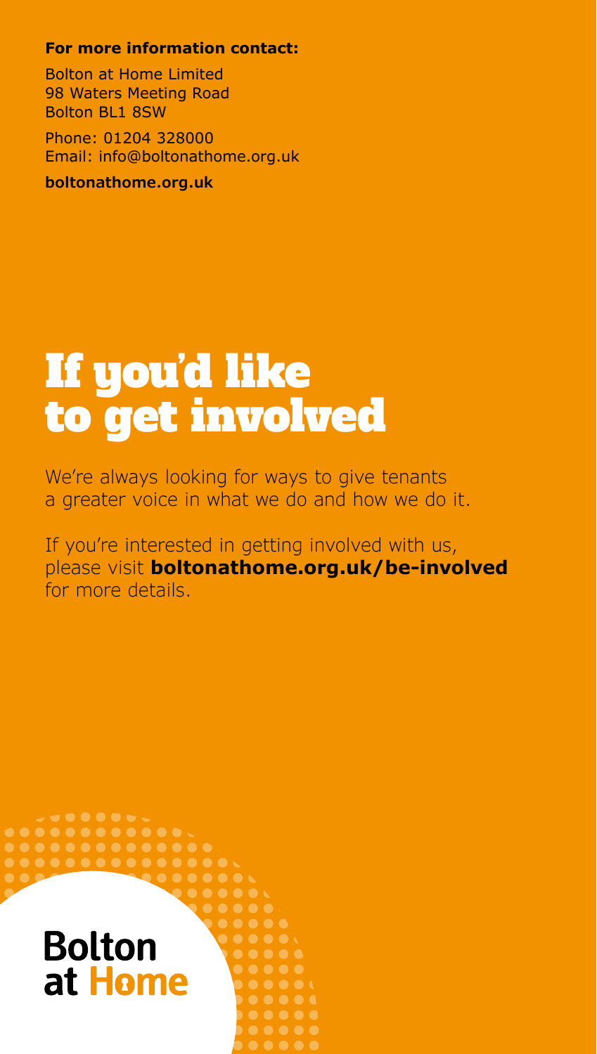**For more information contact:**

Bolton at Home Limited
98 Waters Meeting Road
Bolton BL1 8SW

Phone: 01204 328000
Email: info@boltonathome.org.uk

**boltonathome.org.uk**

# If you'd like to get involved

We're always looking for ways to give tenants a greater voice in what we do and how we do it.

If you're interested in getting involved with us, please visit **boltonathome.org.uk/be-involved** for more details.

Bolton at Home